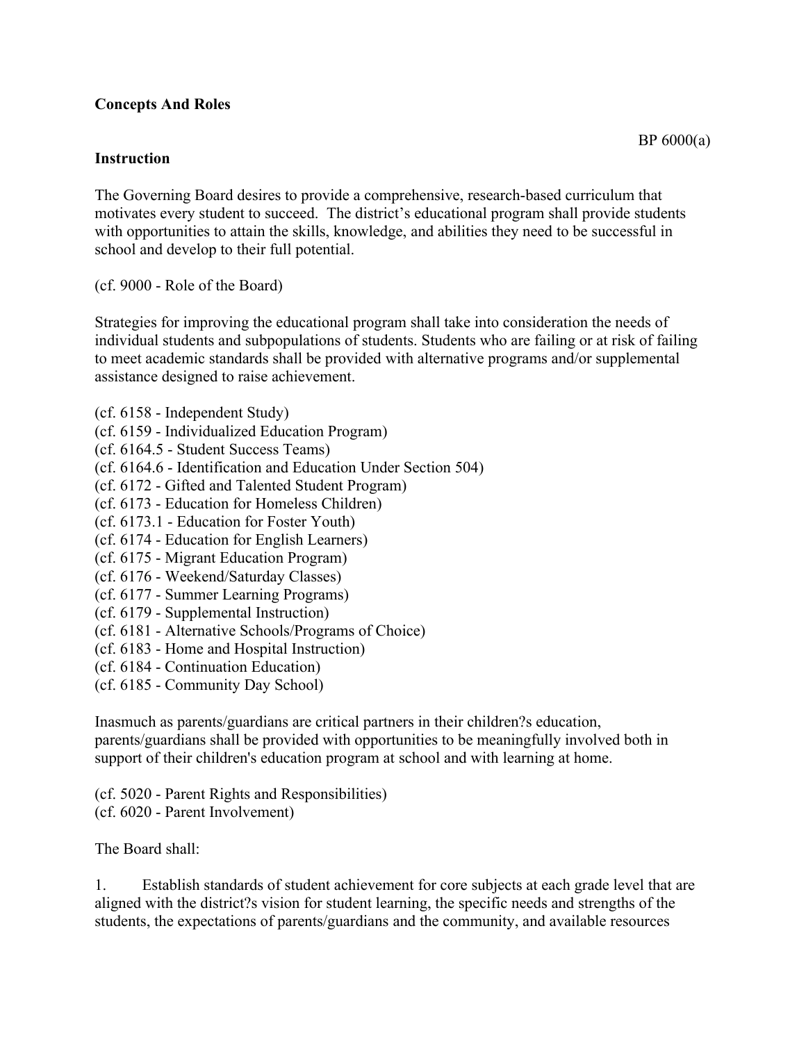**Concepts And Roles**

BP 6000(a)

**Instruction**

The Governing Board desires to provide a comprehensive, research-based curriculum that motivates every student to succeed. The district's educational program shall provide students with opportunities to attain the skills, knowledge, and abilities they need to be successful in school and develop to their full potential.

(cf. 9000 - Role of the Board)

Strategies for improving the educational program shall take into consideration the needs of individual students and subpopulations of students. Students who are failing or at risk of failing to meet academic standards shall be provided with alternative programs and/or supplemental assistance designed to raise achievement.

(cf. 6158 - Independent Study)
(cf. 6159 - Individualized Education Program)
(cf. 6164.5 - Student Success Teams)
(cf. 6164.6 - Identification and Education Under Section 504)
(cf. 6172 - Gifted and Talented Student Program)
(cf. 6173 - Education for Homeless Children)
(cf. 6173.1 - Education for Foster Youth)
(cf. 6174 - Education for English Learners)
(cf. 6175 - Migrant Education Program)
(cf. 6176 - Weekend/Saturday Classes)
(cf. 6177 - Summer Learning Programs)
(cf. 6179 - Supplemental Instruction)
(cf. 6181 - Alternative Schools/Programs of Choice)
(cf. 6183 - Home and Hospital Instruction)
(cf. 6184 - Continuation Education)
(cf. 6185 - Community Day School)

Inasmuch as parents/guardians are critical partners in their children?s education, parents/guardians shall be provided with opportunities to be meaningfully involved both in support of their children's education program at school and with learning at home.

(cf. 5020 - Parent Rights and Responsibilities)
(cf. 6020 - Parent Involvement)

The Board shall:

1. Establish standards of student achievement for core subjects at each grade level that are aligned with the district?s vision for student learning, the specific needs and strengths of the students, the expectations of parents/guardians and the community, and available resources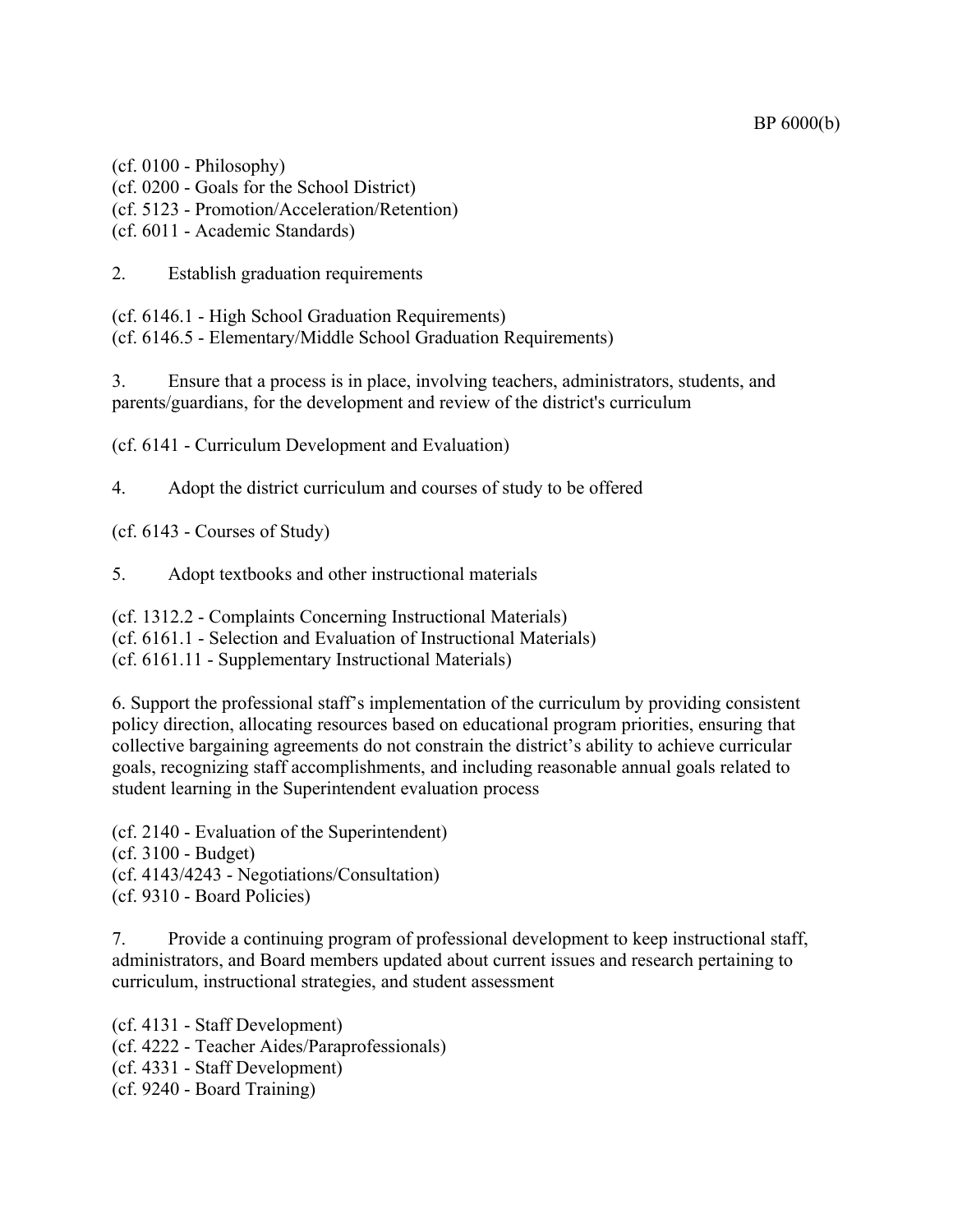(cf. 0100 - Philosophy)
(cf. 0200 - Goals for the School District)
(cf. 5123 - Promotion/Acceleration/Retention)
(cf. 6011 - Academic Standards)

2. Establish graduation requirements

(cf. 6146.1 - High School Graduation Requirements)
(cf. 6146.5 - Elementary/Middle School Graduation Requirements)

3. Ensure that a process is in place, involving teachers, administrators, students, and parents/guardians, for the development and review of the district's curriculum

(cf. 6141 - Curriculum Development and Evaluation)

4. Adopt the district curriculum and courses of study to be offered

(cf. 6143 - Courses of Study)

5. Adopt textbooks and other instructional materials

(cf. 1312.2 - Complaints Concerning Instructional Materials)
(cf. 6161.1 - Selection and Evaluation of Instructional Materials)
(cf. 6161.11 - Supplementary Instructional Materials)

6. Support the professional staff's implementation of the curriculum by providing consistent policy direction, allocating resources based on educational program priorities, ensuring that collective bargaining agreements do not constrain the district's ability to achieve curricular goals, recognizing staff accomplishments, and including reasonable annual goals related to student learning in the Superintendent evaluation process

(cf. 2140 - Evaluation of the Superintendent)
(cf. 3100 - Budget)
(cf. 4143/4243 - Negotiations/Consultation)
(cf. 9310 - Board Policies)

7. Provide a continuing program of professional development to keep instructional staff, administrators, and Board members updated about current issues and research pertaining to curriculum, instructional strategies, and student assessment

(cf. 4131 - Staff Development)
(cf. 4222 - Teacher Aides/Paraprofessionals)
(cf. 4331 - Staff Development)
(cf. 9240 - Board Training)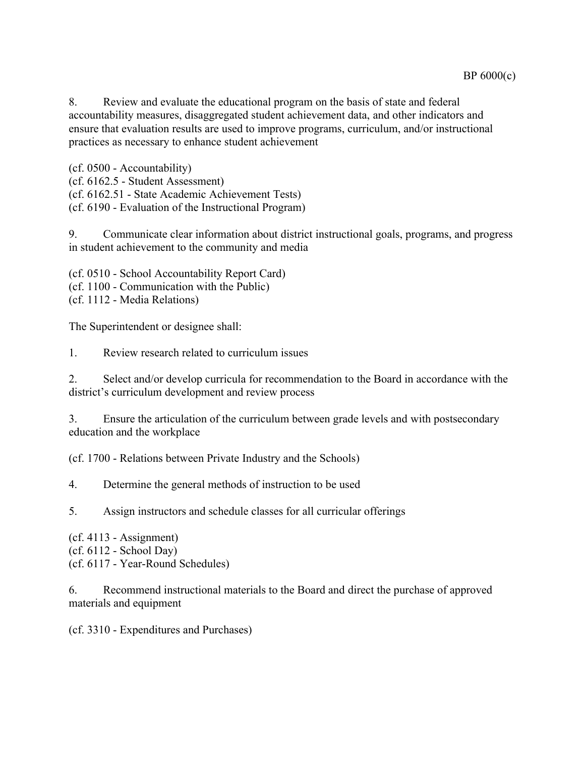8. Review and evaluate the educational program on the basis of state and federal accountability measures, disaggregated student achievement data, and other indicators and ensure that evaluation results are used to improve programs, curriculum, and/or instructional practices as necessary to enhance student achievement

(cf. 0500 - Accountability)
(cf. 6162.5 - Student Assessment)
(cf. 6162.51 - State Academic Achievement Tests)
(cf. 6190 - Evaluation of the Instructional Program)

9. Communicate clear information about district instructional goals, programs, and progress in student achievement to the community and media

(cf. 0510 - School Accountability Report Card)
(cf. 1100 - Communication with the Public)
(cf. 1112 - Media Relations)

The Superintendent or designee shall:

1. Review research related to curriculum issues

2. Select and/or develop curricula for recommendation to the Board in accordance with the district's curriculum development and review process

3. Ensure the articulation of the curriculum between grade levels and with postsecondary education and the workplace

(cf. 1700 - Relations between Private Industry and the Schools)

4. Determine the general methods of instruction to be used

5. Assign instructors and schedule classes for all curricular offerings

(cf. 4113 - Assignment)
(cf. 6112 - School Day)
(cf. 6117 - Year-Round Schedules)

6. Recommend instructional materials to the Board and direct the purchase of approved materials and equipment

(cf. 3310 - Expenditures and Purchases)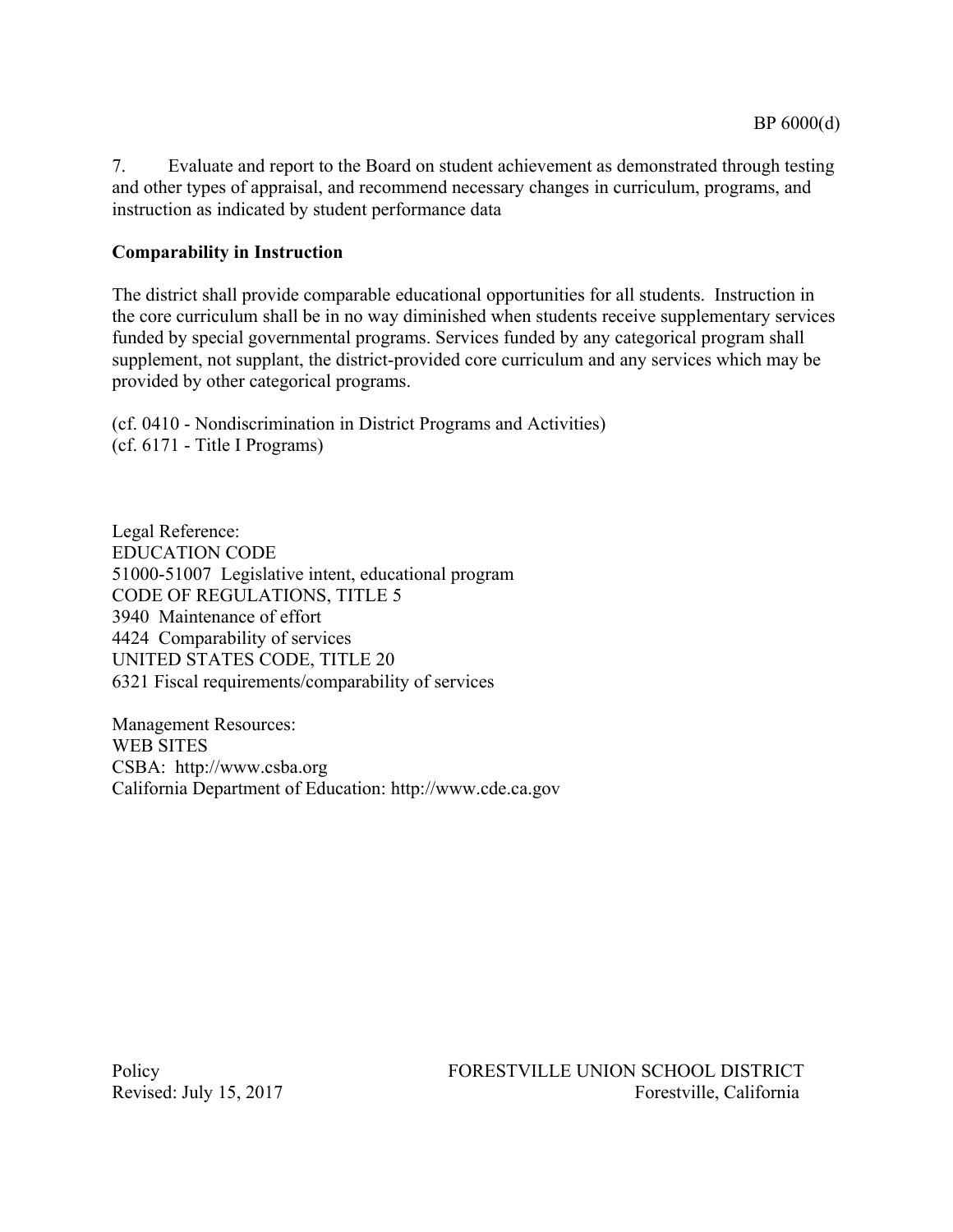7. Evaluate and report to the Board on student achievement as demonstrated through testing and other types of appraisal, and recommend necessary changes in curriculum, programs, and instruction as indicated by student performance data

**Comparability in Instruction**

The district shall provide comparable educational opportunities for all students. Instruction in the core curriculum shall be in no way diminished when students receive supplementary services funded by special governmental programs. Services funded by any categorical program shall supplement, not supplant, the district-provided core curriculum and any services which may be provided by other categorical programs.

(cf. 0410 - Nondiscrimination in District Programs and Activities)
(cf. 6171 - Title I Programs)

Legal Reference:
EDUCATION CODE
51000-51007 Legislative intent, educational program
CODE OF REGULATIONS, TITLE 5
3940 Maintenance of effort
4424 Comparability of services
UNITED STATES CODE, TITLE 20
6321 Fiscal requirements/comparability of services

Management Resources:
WEB SITES
CSBA: http://www.csba.org
California Department of Education: http://www.cde.ca.gov

Policy
Revised: July 15, 2017

FORESTVILLE UNION SCHOOL DISTRICT
Forestville, California